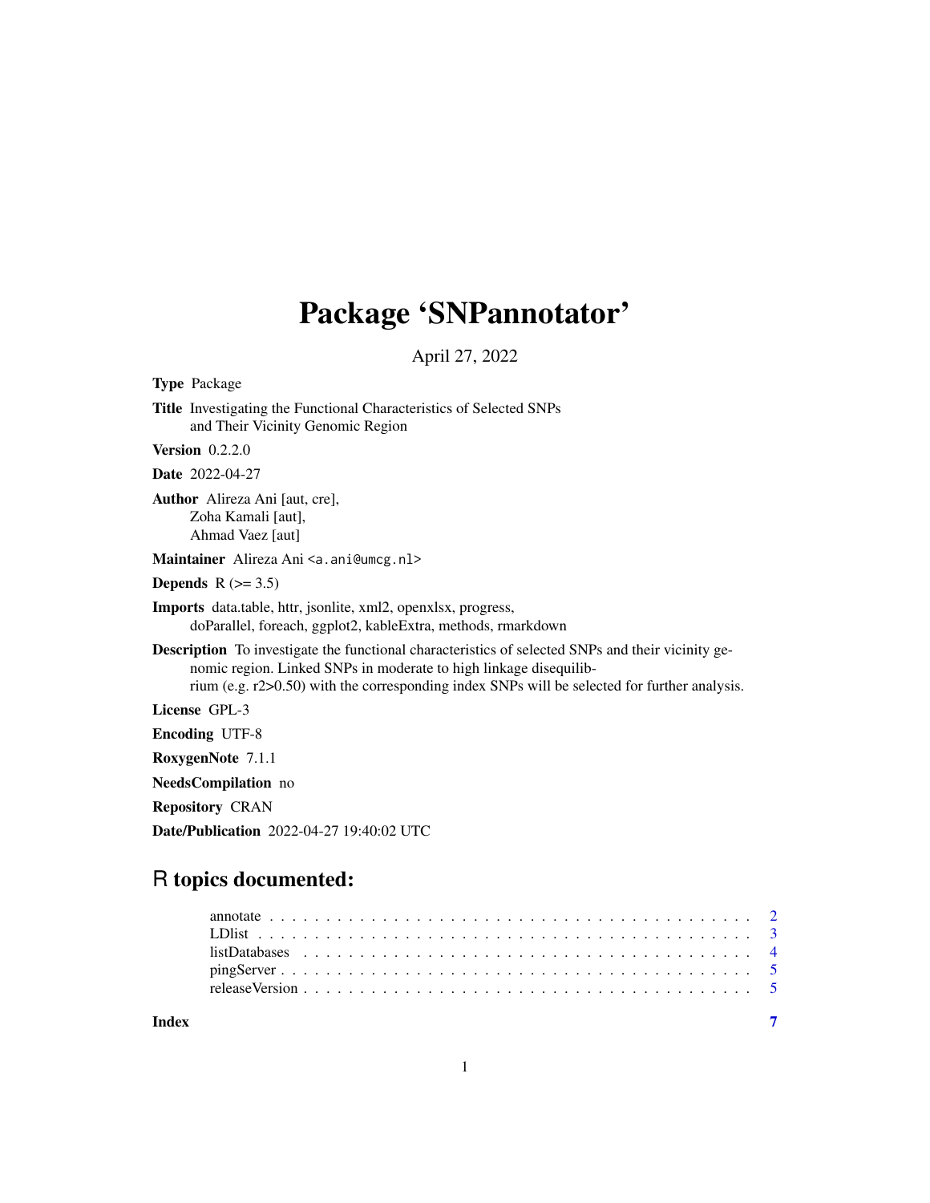# Package 'SNPannotator'

April 27, 2022

**Type** Package

**Title** Investigating the Functional Characteristics of Selected SNPs and Their Vicinity Genomic Region

**Version** 0.2.2.0

**Date** 2022-04-27

**Author** Alireza Ani [aut, cre], Zoha Kamali [aut], Ahmad Vaez [aut]

**Maintainer** Alireza Ani <a.ani@umcg.nl>

**Depends** R (>= 3.5)

**Imports** data.table, httr, jsonlite, xml2, openxlsx, progress, doParallel, foreach, ggplot2, kableExtra, methods, rmarkdown

**Description** To investigate the functional characteristics of selected SNPs and their vicinity genomic region. Linked SNPs in moderate to high linkage disequilibrium (e.g. r2>0.50) with the corresponding index SNPs will be selected for further analysis.

**License** GPL-3

**Encoding** UTF-8

**RoxygenNote** 7.1.1

**NeedsCompilation** no

**Repository** CRAN

**Date/Publication** 2022-04-27 19:40:02 UTC

## R topics documented:

- annotate . . . . . . . . . . . . . . . . . . . . . . . . . . . . . . . . . . . . . . . . . . 2
- LDlist . . . . . . . . . . . . . . . . . . . . . . . . . . . . . . . . . . . . . . . . . . 3
- listDatabases . . . . . . . . . . . . . . . . . . . . . . . . . . . . . . . . . . . . . . . 4
- pingServer . . . . . . . . . . . . . . . . . . . . . . . . . . . . . . . . . . . . . . . . 5
- releaseVersion . . . . . . . . . . . . . . . . . . . . . . . . . . . . . . . . . . . . . . 5

**Index** 7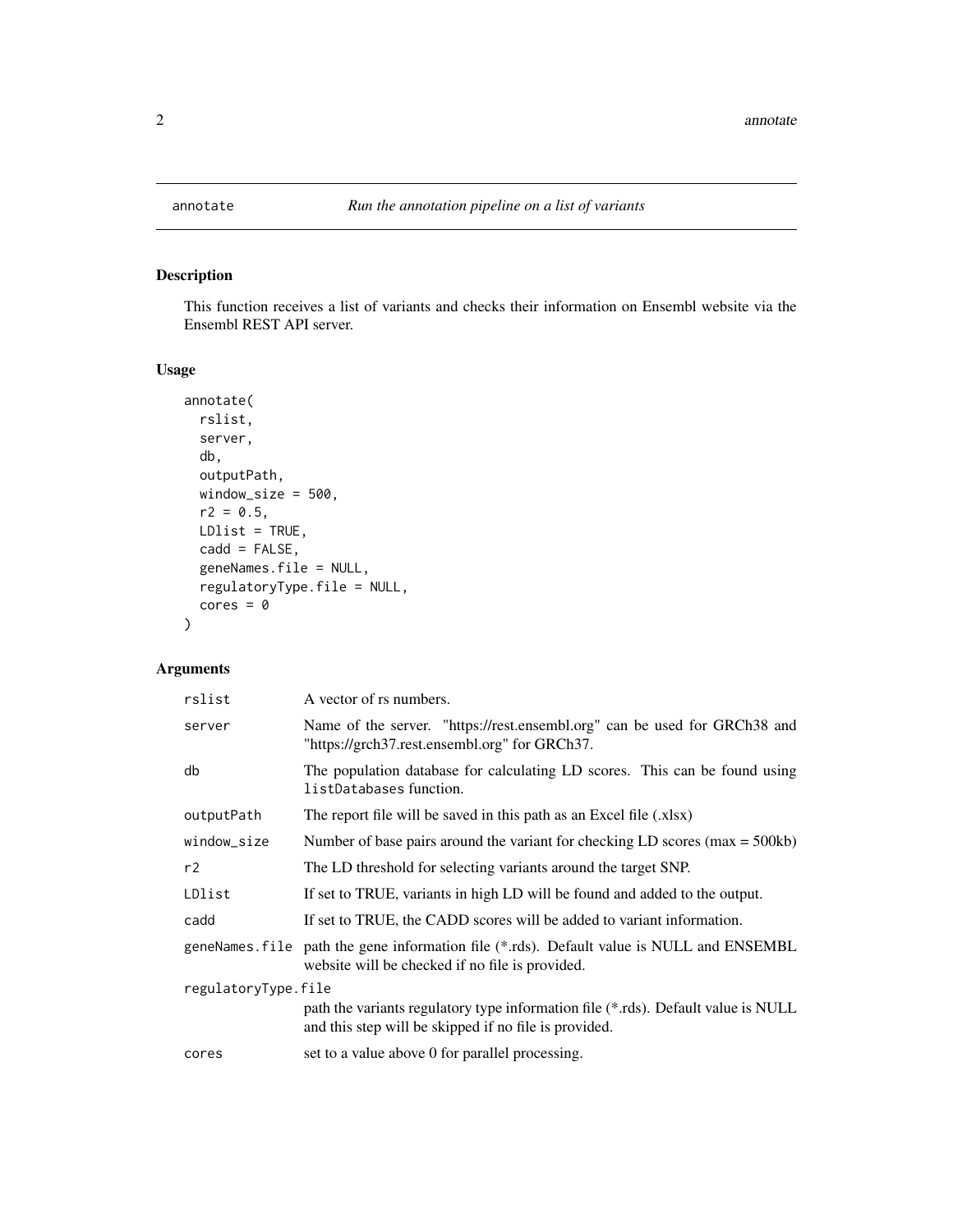# annotate — *Run the annotation pipeline on a list of variants*

## Description

This function receives a list of variants and checks their information on Ensembl website via the Ensembl REST API server.

## Usage

```
annotate(
  rslist,
  server,
  db,
  outputPath,
  window_size = 500,
  r2 = 0.5,
  LDlist = TRUE,
  cadd = FALSE,
  geneNames.file = NULL,
  regulatoryType.file = NULL,
  cores = 0
)
```

## Arguments

| Argument | Description |
| --- | --- |
| rslist | A vector of rs numbers. |
| server | Name of the server. "https://rest.ensembl.org" can be used for GRCh38 and "https://grch37.rest.ensembl.org" for GRCh37. |
| db | The population database for calculating LD scores. This can be found using listDatabases function. |
| outputPath | The report file will be saved in this path as an Excel file (.xlsx) |
| window_size | Number of base pairs around the variant for checking LD scores (max = 500kb) |
| r2 | The LD threshold for selecting variants around the target SNP. |
| LDlist | If set to TRUE, variants in high LD will be found and added to the output. |
| cadd | If set to TRUE, the CADD scores will be added to variant information. |
| geneNames.file | path the gene information file (*.rds). Default value is NULL and ENSEMBL website will be checked if no file is provided. |
| regulatoryType.file | path the variants regulatory type information file (*.rds). Default value is NULL and this step will be skipped if no file is provided. |
| cores | set to a value above 0 for parallel processing. |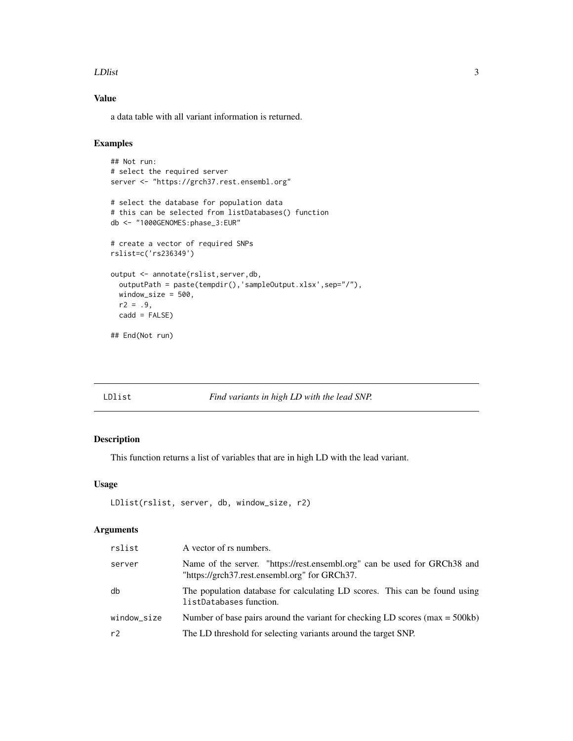## Value

a data table with all variant information is returned.

## Examples

```
## Not run:
# select the required server
server <- "https://grch37.rest.ensembl.org"

# select the database for population data
# this can be selected from listDatabases() function
db <- "1000GENOMES:phase_3:EUR"

# create a vector of required SNPs
rslist=c('rs236349')

output <- annotate(rslist,server,db,
  outputPath = paste(tempdir(),'sampleOutput.xlsx',sep="/"),
  window_size = 500,
  r2 = .9,
  cadd = FALSE)

## End(Not run)
```

---

# LDlist *Find variants in high LD with the lead SNP.*

## Description

This function returns a list of variables that are in high LD with the lead variant.

## Usage

```
LDlist(rslist, server, db, window_size, r2)
```

## Arguments

| | |
|---|---|
| rslist | A vector of rs numbers. |
| server | Name of the server. "https://rest.ensembl.org" can be used for GRCh38 and "https://grch37.rest.ensembl.org" for GRCh37. |
| db | The population database for calculating LD scores. This can be found using listDatabases function. |
| window_size | Number of base pairs around the variant for checking LD scores (max = 500kb) |
| r2 | The LD threshold for selecting variants around the target SNP. |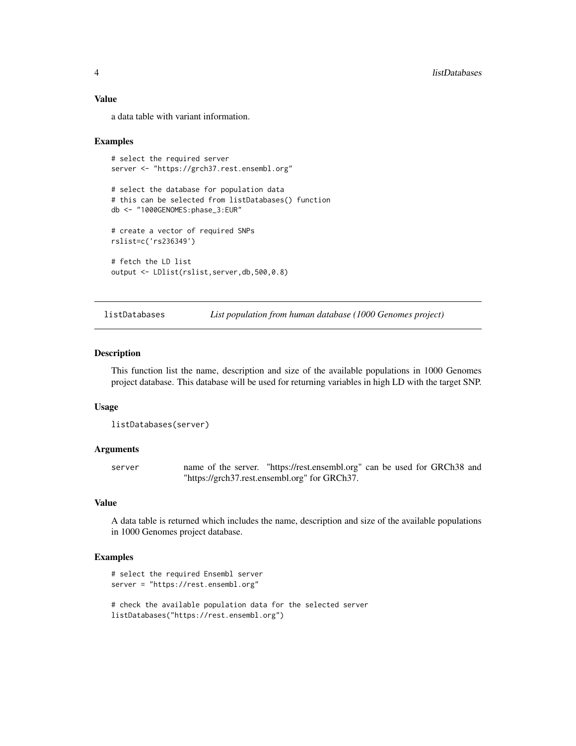### Value

a data table with variant information.

### Examples

```
# select the required server
server <- "https://grch37.rest.ensembl.org"

# select the database for population data
# this can be selected from listDatabases() function
db <- "1000GENOMES:phase_3:EUR"

# create a vector of required SNPs
rslist=c('rs236349')

# fetch the LD list
output <- LDlist(rslist,server,db,500,0.8)
```

---

## listDatabases — *List population from human database (1000 Genomes project)*

### Description

This function list the name, description and size of the available populations in 1000 Genomes project database. This database will be used for returning variables in high LD with the target SNP.

### Usage

```
listDatabases(server)
```

### Arguments

| | |
|---|---|
| server | name of the server. "https://rest.ensembl.org" can be used for GRCh38 and "https://grch37.rest.ensembl.org" for GRCh37. |

### Value

A data table is returned which includes the name, description and size of the available populations in 1000 Genomes project database.

### Examples

```
# select the required Ensembl server
server = "https://rest.ensembl.org"

# check the available population data for the selected server
listDatabases("https://rest.ensembl.org")
```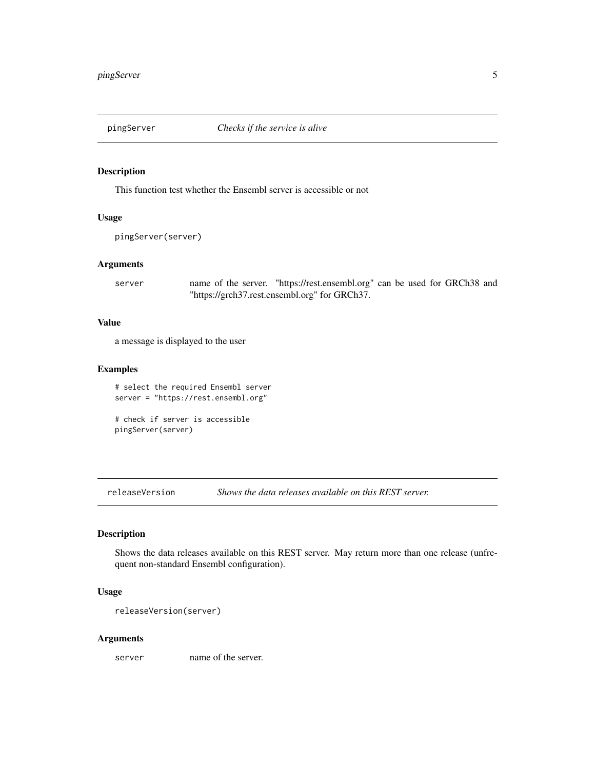## pingServer — *Checks if the service is alive*

### Description

This function test whether the Ensembl server is accessible or not

### Usage

```
pingServer(server)
```

### Arguments

| | |
|---|---|
| server | name of the server. "https://rest.ensembl.org" can be used for GRCh38 and "https://grch37.rest.ensembl.org" for GRCh37. |

### Value

a message is displayed to the user

### Examples

```
# select the required Ensembl server
server = "https://rest.ensembl.org"

# check if server is accessible
pingServer(server)
```

## releaseVersion — *Shows the data releases available on this REST server.*

### Description

Shows the data releases available on this REST server. May return more than one release (unfrequent non-standard Ensembl configuration).

### Usage

```
releaseVersion(server)
```

### Arguments

| | |
|---|---|
| server | name of the server. |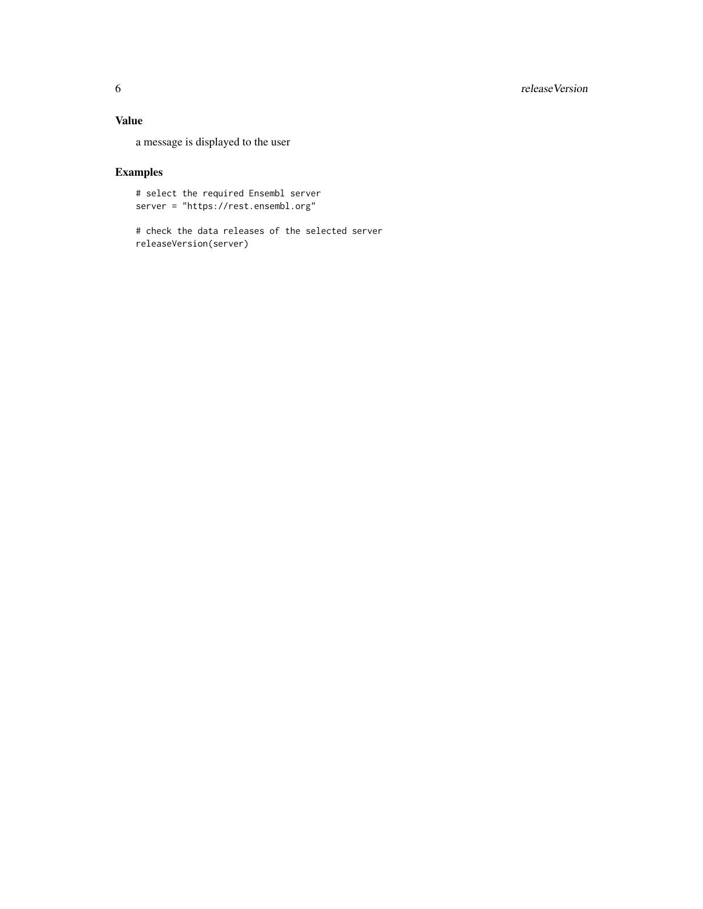## Value

a message is displayed to the user

## Examples

```
# select the required Ensembl server
server = "https://rest.ensembl.org"

# check the data releases of the selected server
releaseVersion(server)
```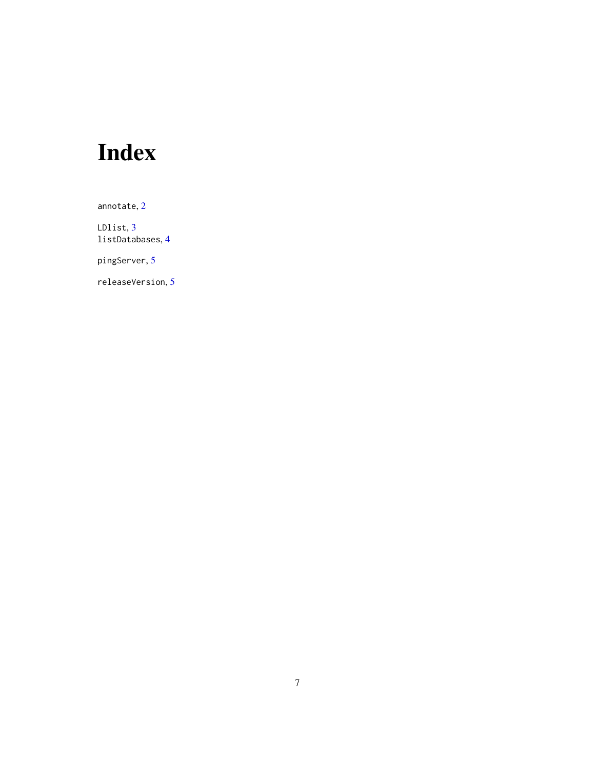# Index

annotate, 2

LDlist, 3
listDatabases, 4

pingServer, 5

releaseVersion, 5